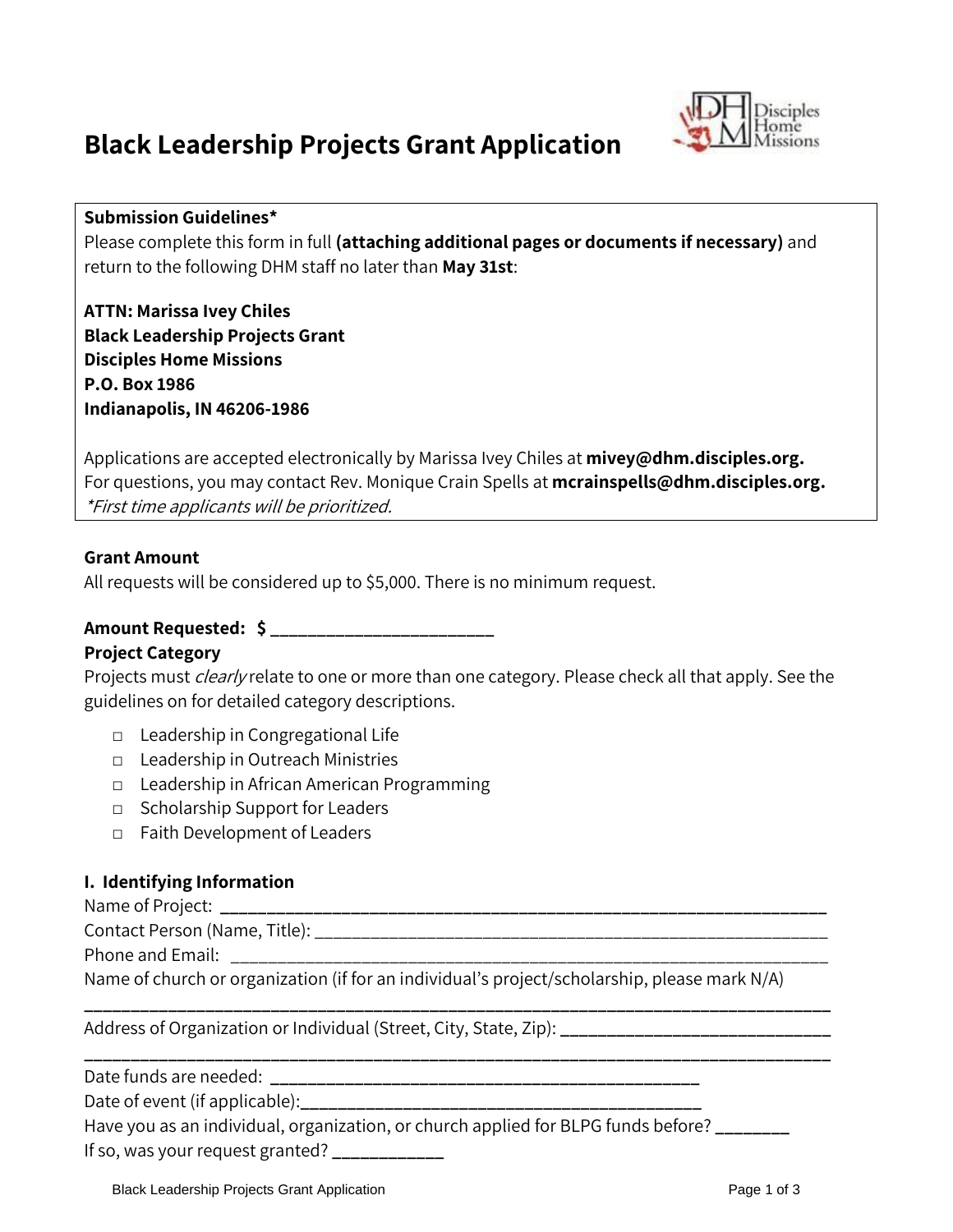# Black Leadership Projects Grant Application

**Submission Guidelines***
Please complete this form in full **(attaching additional pages or documents if necessary)** and return to the following DHM staff no later than **May 31st**:

**ATTN: Marissa Ivey Chiles**
**Black Leadership Projects Grant**
**Disciples Home Missions**
**P.O. Box 1986**
**Indianapolis, IN 46206-1986**

Applications are accepted electronically by Marissa Ivey Chiles at **mivey@dhm.disciples.org.**
For questions, you may contact Rev. Monique Crain Spells at **mcrainspells@dhm.disciples.org.**
*\*First time applicants will be prioritized.*

**Grant Amount**
All requests will be considered up to $5,000. There is no minimum request.

**Amount Requested: $ ________________________**

**Project Category**
Projects must *clearly* relate to one or more than one category. Please check all that apply. See the guidelines on for detailed category descriptions.

- □ Leadership in Congregational Life
- □ Leadership in Outreach Ministries
- □ Leadership in African American Programming
- □ Scholarship Support for Leaders
- □ Faith Development of Leaders

### I. Identifying Information

Name of Project: ________________________________________________________________

Contact Person (Name, Title): ____________________________________________________

Phone and Email: ________________________________________________________________

Name of church or organization (if for an individual's project/scholarship, please mark N/A)

______________________________________________________________________________

Address of Organization or Individual (Street, City, State, Zip): __________________________

______________________________________________________________________________

Date funds are needed: ______________________________________________

Date of event (if applicable):_____________________________________________

Have you as an individual, organization, or church applied for BLPG funds before? ________

If so, was your request granted? ____________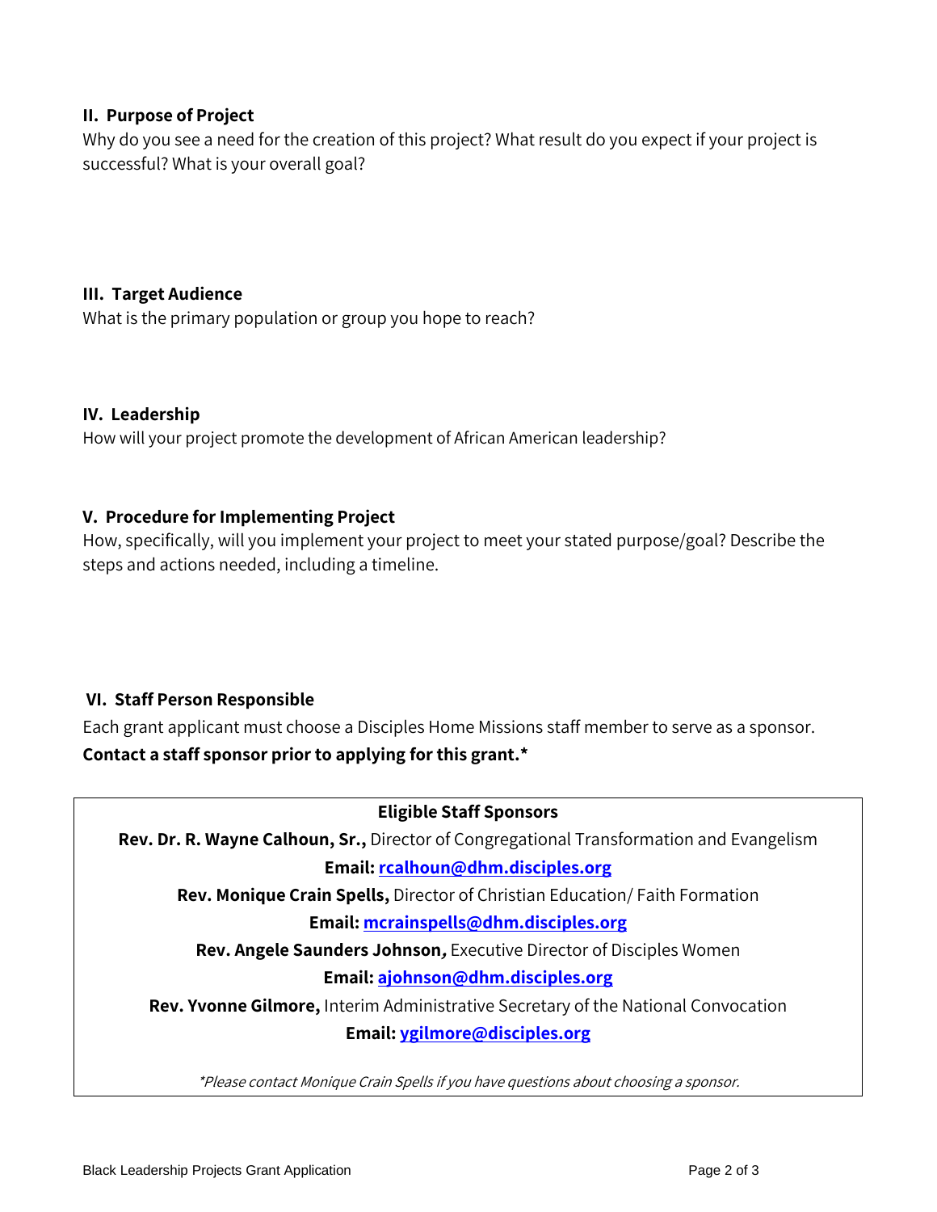## II. Purpose of Project

Why do you see a need for the creation of this project? What result do you expect if your project is successful? What is your overall goal?

## III. Target Audience

What is the primary population or group you hope to reach?

## IV. Leadership

How will your project promote the development of African American leadership?

## V. Procedure for Implementing Project

How, specifically, will you implement your project to meet your stated purpose/goal? Describe the steps and actions needed, including a timeline.

## VI. Staff Person Responsible

Each grant applicant must choose a Disciples Home Missions staff member to serve as a sponsor.
**Contact a staff sponsor prior to applying for this grant.***

**Eligible Staff Sponsors**

**Rev. Dr. R. Wayne Calhoun, Sr.,** Director of Congregational Transformation and Evangelism
**Email: rcalhoun@dhm.disciples.org**

**Rev. Monique Crain Spells,** Director of Christian Education/ Faith Formation
**Email: mcrainspells@dhm.disciples.org**

**Rev. Angele Saunders Johnson,** Executive Director of Disciples Women
**Email: ajohnson@dhm.disciples.org**

**Rev. Yvonne Gilmore,** Interim Administrative Secretary of the National Convocation
**Email: ygilmore@disciples.org**

*\*Please contact Monique Crain Spells if you have questions about choosing a sponsor.*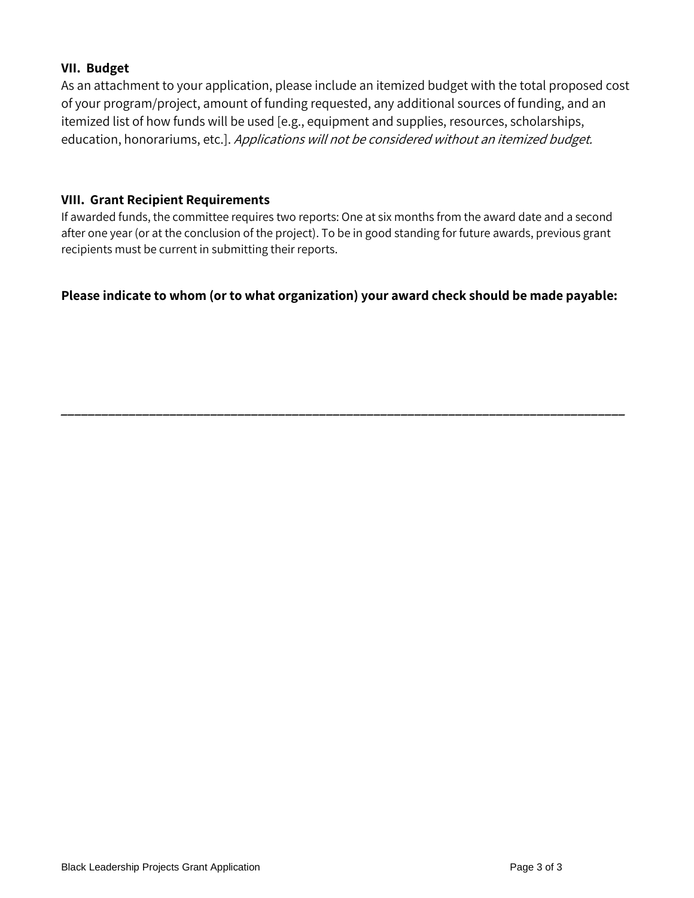## VII. Budget

As an attachment to your application, please include an itemized budget with the total proposed cost of your program/project, amount of funding requested, any additional sources of funding, and an itemized list of how funds will be used [e.g., equipment and supplies, resources, scholarships, education, honorariums, etc.]. *Applications will not be considered without an itemized budget.*

## VIII. Grant Recipient Requirements

If awarded funds, the committee requires two reports: One at six months from the award date and a second after one year (or at the conclusion of the project). To be in good standing for future awards, previous grant recipients must be current in submitting their reports.

**Please indicate to whom (or to what organization) your award check should be made payable:**

______________________________________________________________________________